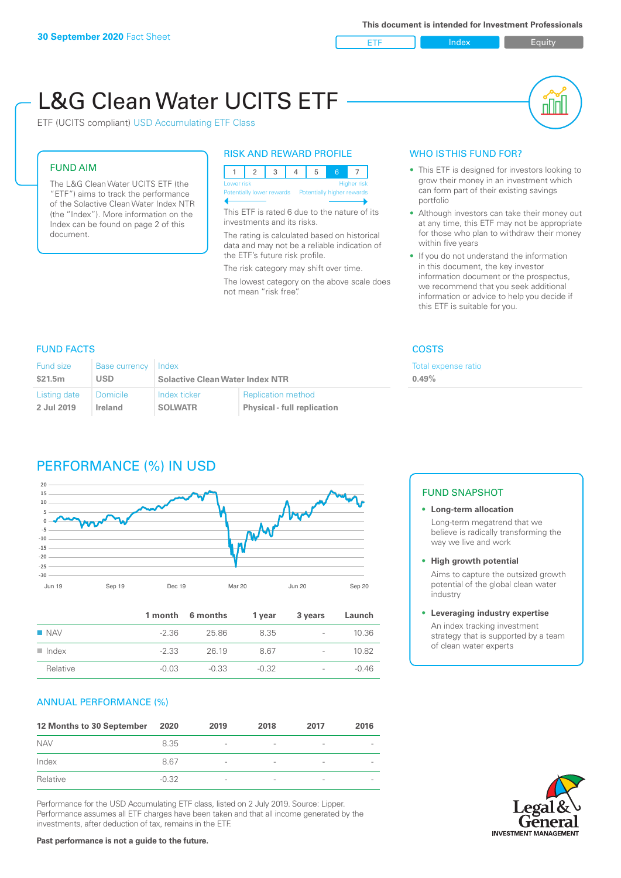**30 September 2020** Fact Sheet

This document is intended for Investment Professionals

ETF | Index | Equity

# L&G Clean Water UCITS ETF

ETF (UCITS compliant) USD Accumulating ETF Class

## FUND AIM

The L&G Clean Water UCITS ETF (the "ETF") aims to track the performance of the Solactive Clean Water Index NTR (the "Index"). More information on the Index can be found on page 2 of this document.

## RISK AND REWARD PROFILE

| 1 | 2 | 3 | 4 | 5 | 6 | 7 |
|---|---|---|---|---|---|---|

Lower risk — Higher risk
Potentially lower rewards — Potentially higher rewards

This ETF is rated 6 due to the nature of its investments and its risks.

The rating is calculated based on historical data and may not be a reliable indication of the ETF's future risk profile.

The risk category may shift over time.

The lowest category on the above scale does not mean "risk free".

## WHO IS THIS FUND FOR?

- This ETF is designed for investors looking to grow their money in an investment which can form part of their existing savings portfolio
- Although investors can take their money out at any time, this ETF may not be appropriate for those who plan to withdraw their money within five years
- If you do not understand the information in this document, the key investor information document or the prospectus, we recommend that you seek additional information or advice to help you decide if this ETF is suitable for you.

## FUND FACTS

| Fund size | Base currency | Index | |
|---|---|---|---|
| $21.5m | USD | Solactive Clean Water Index NTR | |
| **Listing date** | **Domicile** | **Index ticker** | **Replication method** |
| 2 Jul 2019 | Ireland | SOLWATR | Physical - full replication |

## COSTS

Total expense ratio
**0.49%**

## PERFORMANCE (%) IN USD

| | 1 month | 6 months | 1 year | 3 years | Launch |
|---|---|---|---|---|---|
| NAV | -2.36 | 25.86 | 8.35 | - | 10.36 |
| Index | -2.33 | 26.19 | 8.67 | - | 10.82 |
| Relative | -0.03 | -0.33 | -0.32 | - | -0.46 |

## FUND SNAPSHOT

- **Long-term allocation**
  Long-term megatrend that we believe is radically transforming the way we live and work
- **High growth potential**
  Aims to capture the outsized growth potential of the global clean water industry
- **Leveraging industry expertise**
  An index tracking investment strategy that is supported by a team of clean water experts

## ANNUAL PERFORMANCE (%)

| 12 Months to 30 September | 2020 | 2019 | 2018 | 2017 | 2016 |
|---|---|---|---|---|---|
| NAV | 8.35 | - | - | - | - |
| Index | 8.67 | - | - | - | - |
| Relative | -0.32 | - | - | - | - |

Performance for the USD Accumulating ETF class, listed on 2 July 2019. Source: Lipper. Performance assumes all ETF charges have been taken and that all income generated by the investments, after deduction of tax, remains in the ETF.

**Past performance is not a guide to the future.**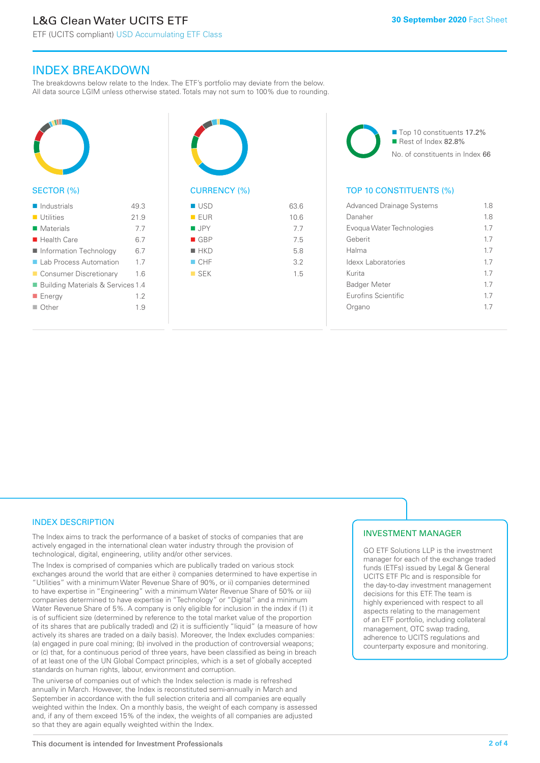# L&G Clean Water UCITS ETF

ETF (UCITS compliant) USD Accumulating ETF Class

**30 September 2020** Fact Sheet

## INDEX BREAKDOWN

The breakdowns below relate to the Index. The ETF's portfolio may deviate from the below. All data source LGIM unless otherwise stated. Totals may not sum to 100% due to rounding.

### SECTOR (%)

| Sector | % |
|---|---|
| Industrials | 49.3 |
| Utilities | 21.9 |
| Materials | 7.7 |
| Health Care | 6.7 |
| Information Technology | 6.7 |
| Lab Process Automation | 1.7 |
| Consumer Discretionary | 1.6 |
| Building Materials & Services | 1.4 |
| Energy | 1.2 |
| Other | 1.9 |

### CURRENCY (%)

| Currency | % |
|---|---|
| USD | 63.6 |
| EUR | 10.6 |
| JPY | 7.7 |
| GBP | 7.5 |
| HKD | 5.8 |
| CHF | 3.2 |
| SEK | 1.5 |

- Top 10 constituents 17.2%
- Rest of Index 82.8%

No. of constituents in Index 66

### TOP 10 CONSTITUENTS (%)

| Constituent | % |
|---|---|
| Advanced Drainage Systems | 1.8 |
| Danaher | 1.8 |
| Evoqua Water Technologies | 1.7 |
| Geberit | 1.7 |
| Halma | 1.7 |
| Idexx Laboratories | 1.7 |
| Kurita | 1.7 |
| Badger Meter | 1.7 |
| Eurofins Scientific | 1.7 |
| Organo | 1.7 |

## INDEX DESCRIPTION

The Index aims to track the performance of a basket of stocks of companies that are actively engaged in the international clean water industry through the provision of technological, digital, engineering, utility and/or other services.

The Index is comprised of companies which are publically traded on various stock exchanges around the world that are either i) companies determined to have expertise in "Utilities" with a minimum Water Revenue Share of 90%, or ii) companies determined to have expertise in "Engineering" with a minimum Water Revenue Share of 50% or iii) companies determined to have expertise in "Technology" or "Digital" and a minimum Water Revenue Share of 5%. A company is only eligible for inclusion in the index if (1) it is of sufficient size (determined by reference to the total market value of the proportion of its shares that are publically traded) and (2) it is sufficiently "liquid" (a measure of how actively its shares are traded on a daily basis). Moreover, the Index excludes companies: (a) engaged in pure coal mining; (b) involved in the production of controversial weapons; or (c) that, for a continuous period of three years, have been classified as being in breach of at least one of the UN Global Compact principles, which is a set of globally accepted standards on human rights, labour, environment and corruption.

The universe of companies out of which the Index selection is made is refreshed annually in March. However, the Index is reconstituted semi-annually in March and September in accordance with the full selection criteria and all companies are equally weighted within the Index. On a monthly basis, the weight of each company is assessed and, if any of them exceed 15% of the index, the weights of all companies are adjusted so that they are again equally weighted within the Index.

## INVESTMENT MANAGER

GO ETF Solutions LLP is the investment manager for each of the exchange traded funds (ETFs) issued by Legal & General UCITS ETF Plc and is responsible for the day-to-day investment management decisions for this ETF. The team is highly experienced with respect to all aspects relating to the management of an ETF portfolio, including collateral management, OTC swap trading, adherence to UCITS regulations and counterparty exposure and monitoring.

This document is intended for Investment Professionals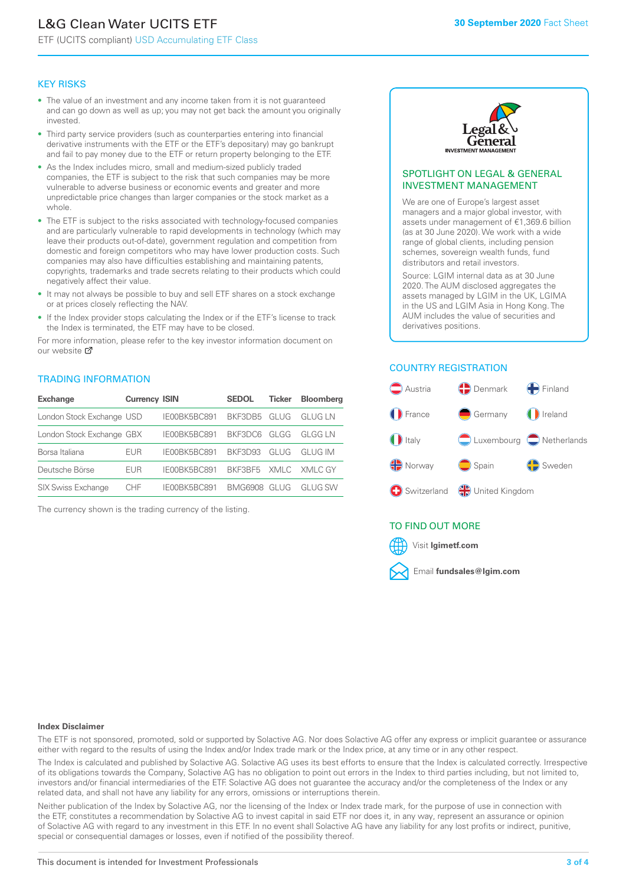# L&G Clean Water UCITS ETF

ETF (UCITS compliant) USD Accumulating ETF Class

30 September 2020 Fact Sheet

## KEY RISKS

- The value of an investment and any income taken from it is not guaranteed and can go down as well as up; you may not get back the amount you originally invested.
- Third party service providers (such as counterparties entering into financial derivative instruments with the ETF or the ETF's depositary) may go bankrupt and fail to pay money due to the ETF or return property belonging to the ETF.
- As the Index includes micro, small and medium-sized publicly traded companies, the ETF is subject to the risk that such companies may be more vulnerable to adverse business or economic events and greater and more unpredictable price changes than larger companies or the stock market as a whole.
- The ETF is subject to the risks associated with technology-focused companies and are particularly vulnerable to rapid developments in technology (which may leave their products out-of-date), government regulation and competition from domestic and foreign competitors who may have lower production costs. Such companies may also have difficulties establishing and maintaining patents, copyrights, trademarks and trade secrets relating to their products which could negatively affect their value.
- It may not always be possible to buy and sell ETF shares on a stock exchange or at prices closely reflecting the NAV.
- If the Index provider stops calculating the Index or if the ETF's license to track the Index is terminated, the ETF may have to be closed.

For more information, please refer to the key investor information document on our website

## TRADING INFORMATION

| Exchange | Currency | ISIN | SEDOL | Ticker | Bloomberg |
|---|---|---|---|---|---|
| London Stock Exchange | USD | IE00BK5BC891 | BKF3DB5 | GLUG | GLUG LN |
| London Stock Exchange | GBX | IE00BK5BC891 | BKF3DC6 | GLGG | GLGG LN |
| Borsa Italiana | EUR | IE00BK5BC891 | BKF3D93 | GLUG | GLUG IM |
| Deutsche Börse | EUR | IE00BK5BC891 | BKF3BF5 | XMLC | XMLC GY |
| SIX Swiss Exchange | CHF | IE00BK5BC891 | BMG6908 | GLUG | GLUG SW |

The currency shown is the trading currency of the listing.

## SPOTLIGHT ON LEGAL & GENERAL INVESTMENT MANAGEMENT

We are one of Europe's largest asset managers and a major global investor, with assets under management of €1,369.6 billion (as at 30 June 2020). We work with a wide range of global clients, including pension schemes, sovereign wealth funds, fund distributors and retail investors.

Source: LGIM internal data as at 30 June 2020. The AUM disclosed aggregates the assets managed by LGIM in the UK, LGIMA in the US and LGIM Asia in Hong Kong. The AUM includes the value of securities and derivatives positions.

## COUNTRY REGISTRATION

Austria, Denmark, Finland, France, Germany, Ireland, Italy, Luxembourg, Netherlands, Norway, Spain, Sweden, Switzerland, United Kingdom

## TO FIND OUT MORE

Visit **lgimetf.com**

Email **fundsales@lgim.com**

**Index Disclaimer**

The ETF is not sponsored, promoted, sold or supported by Solactive AG. Nor does Solactive AG offer any express or implicit guarantee or assurance either with regard to the results of using the Index and/or Index trade mark or the Index price, at any time or in any other respect.

The Index is calculated and published by Solactive AG. Solactive AG uses its best efforts to ensure that the Index is calculated correctly. Irrespective of its obligations towards the Company, Solactive AG has no obligation to point out errors in the Index to third parties including, but not limited to, investors and/or financial intermediaries of the ETF. Solactive AG does not guarantee the accuracy and/or the completeness of the Index or any related data, and shall not have any liability for any errors, omissions or interruptions therein.

Neither publication of the Index by Solactive AG, nor the licensing of the Index or Index trade mark, for the purpose of use in connection with the ETF, constitutes a recommendation by Solactive AG to invest capital in said ETF nor does it, in any way, represent an assurance or opinion of Solactive AG with regard to any investment in this ETF. In no event shall Solactive AG have any liability for any lost profits or indirect, punitive, special or consequential damages or losses, even if notified of the possibility thereof.

This document is intended for Investment Professionals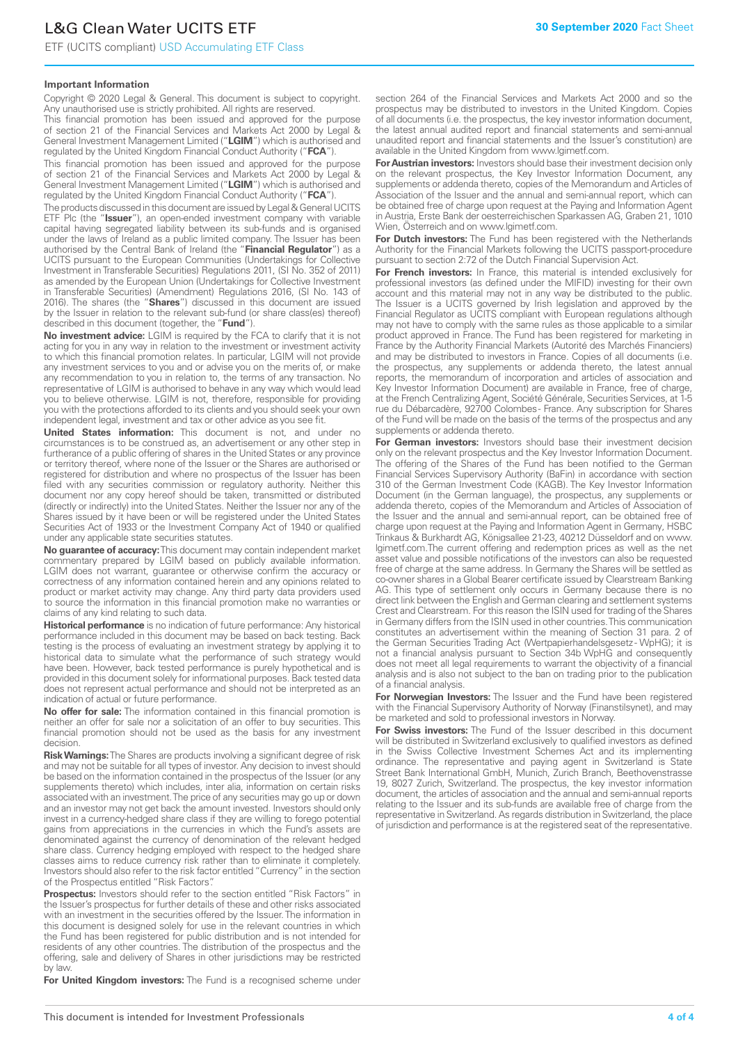### Important Information

Copyright © 2020 Legal & General. This document is subject to copyright. Any unauthorised use is strictly prohibited. All rights are reserved.

This financial promotion has been issued and approved for the purpose of section 21 of the Financial Services and Markets Act 2000 by Legal & General Investment Management Limited ("**LGIM**") which is authorised and regulated by the United Kingdom Financial Conduct Authority ("**FCA**").

This financial promotion has been issued and approved for the purpose of section 21 of the Financial Services and Markets Act 2000 by Legal & General Investment Management Limited ("**LGIM**") which is authorised and regulated by the United Kingdom Financial Conduct Authority ("**FCA**").

The products discussed in this document are issued by Legal & General UCITS ETF Plc (the "**Issuer**"), an open-ended investment company with variable capital having segregated liability between its sub-funds and is organised under the laws of Ireland as a public limited company. The Issuer has been authorised by the Central Bank of Ireland (the "**Financial Regulator**") as a UCITS pursuant to the European Communities (Undertakings for Collective Investment in Transferable Securities) Regulations 2011, (SI No. 352 of 2011) as amended by the European Union (Undertakings for Collective Investment in Transferable Securities) (Amendment) Regulations 2016, (SI No. 143 of 2016). The shares (the "**Shares**") discussed in this document are issued by the Issuer in relation to the relevant sub-fund (or share class(es) thereof) described in this document (together, the "**Fund**").

**No investment advice:** LGIM is required by the FCA to clarify that it is not acting for you in any way in relation to the investment or investment activity to which this financial promotion relates. In particular, LGIM will not provide any investment services to you and or advise you on the merits of, or make any recommendation to you in relation to, the terms of any transaction. No representative of LGIM is authorised to behave in any way which would lead you to believe otherwise. LGIM is not, therefore, responsible for providing you with the protections afforded to its clients and you should seek your own independent legal, investment and tax or other advice as you see fit.

**United States information:** This document is not, and under no circumstances is to be construed as, an advertisement or any other step in furtherance of a public offering of shares in the United States or any province or territory thereof, where none of the Issuer or the Shares are authorised or registered for distribution and where no prospectus of the Issuer has been filed with any securities commission or regulatory authority. Neither this document nor any copy hereof should be taken, transmitted or distributed (directly or indirectly) into the United States. Neither the Issuer nor any of the Shares issued by it have been or will be registered under the United States Securities Act of 1933 or the Investment Company Act of 1940 or qualified under any applicable state securities statutes.

**No guarantee of accuracy:** This document may contain independent market commentary prepared by LGIM based on publicly available information. LGIM does not warrant, guarantee or otherwise confirm the accuracy or correctness of any information contained herein and any opinions related to product or market activity may change. Any third party data providers used to source the information in this financial promotion make no warranties or claims of any kind relating to such data.

**Historical performance** is no indication of future performance: Any historical performance included in this document may be based on back testing. Back testing is the process of evaluating an investment strategy by applying it to historical data to simulate what the performance of such strategy would have been. However, back tested performance is purely hypothetical and is provided in this document solely for informational purposes. Back tested data does not represent actual performance and should not be interpreted as an indication of actual or future performance.

**No offer for sale:** The information contained in this financial promotion is neither an offer for sale nor a solicitation of an offer to buy securities. This financial promotion should not be used as the basis for any investment decision.

**Risk Warnings:** The Shares are products involving a significant degree of risk and may not be suitable for all types of investor. Any decision to invest should be based on the information contained in the prospectus of the Issuer (or any supplements thereto) which includes, inter alia, information on certain risks associated with an investment. The price of any securities may go up or down and an investor may not get back the amount invested. Investors should only invest in a currency-hedged share class if they are willing to forego potential gains from appreciations in the currencies in which the Fund's assets are denominated against the currency of denomination of the relevant hedged share class. Currency hedging employed with respect to the hedged share classes aims to reduce currency risk rather than to eliminate it completely. Investors should also refer to the risk factor entitled "Currency" in the section of the Prospectus entitled "Risk Factors".

**Prospectus:** Investors should refer to the section entitled "Risk Factors" in the Issuer's prospectus for further details of these and other risks associated with an investment in the securities offered by the Issuer. The information in this document is designed solely for use in the relevant countries in which the Fund has been registered for public distribution and is not intended for residents of any other countries. The distribution of the prospectus and the offering, sale and delivery of Shares in other jurisdictions may be restricted by law.

**For United Kingdom investors:** The Fund is a recognised scheme under section 264 of the Financial Services and Markets Act 2000 and so the prospectus may be distributed to investors in the United Kingdom. Copies of all documents (i.e. the prospectus, the key investor information document, the latest annual audited report and financial statements and semi-annual unaudited report and financial statements and the Issuer's constitution) are available in the United Kingdom from www.lgimetf.com.

**For Austrian investors:** Investors should base their investment decision only on the relevant prospectus, the Key Investor Information Document, any supplements or addenda thereto, copies of the Memorandum and Articles of Association of the Issuer and the annual and semi-annual report, which can be obtained free of charge upon request at the Paying and Information Agent in Austria, Erste Bank der oesterreichischen Sparkassen AG, Graben 21, 1010 Wien, Österreich and on www.lgimetf.com.

**For Dutch investors:** The Fund has been registered with the Netherlands Authority for the Financial Markets following the UCITS passport-procedure pursuant to section 2:72 of the Dutch Financial Supervision Act.

**For French investors:** In France, this material is intended exclusively for professional investors (as defined under the MIFID) investing for their own account and this material may not in any way be distributed to the public. The Issuer is a UCITS governed by Irish legislation and approved by the Financial Regulator as UCITS compliant with European regulations although may not have to comply with the same rules as those applicable to a similar product approved in France. The Fund has been registered for marketing in France by the Authority Financial Markets (Autorité des Marchés Financiers) and may be distributed to investors in France. Copies of all documents (i.e. the prospectus, any supplements or addenda thereto, the latest annual reports, the memorandum of incorporation and articles of association and Key Investor Information Document) are available in France, free of charge, at the French Centralizing Agent, Société Générale, Securities Services, at 1-5 rue du Débarcadère, 92700 Colombes - France. Any subscription for Shares of the Fund will be made on the basis of the terms of the prospectus and any supplements or addenda thereto.

**For German investors:** Investors should base their investment decision only on the relevant prospectus and the Key Investor Information Document. The offering of the Shares of the Fund has been notified to the German Financial Services Supervisory Authority (BaFin) in accordance with section 310 of the German Investment Code (KAGB). The Key Investor Information Document (in the German language), the prospectus, any supplements or addenda thereto, copies of the Memorandum and Articles of Association of the Issuer and the annual and semi-annual report, can be obtained free of charge upon request at the Paying and Information Agent in Germany, HSBC Trinkaus & Burkhardt AG, Königsallee 21-23, 40212 Düsseldorf and on www.lgimetf.com.The current offering and redemption prices as well as the net asset value and possible notifications of the investors can also be requested free of charge at the same address. In Germany the Shares will be settled as co-owner shares in a Global Bearer certificate issued by Clearstream Banking AG. This type of settlement only occurs in Germany because there is no direct link between the English and German clearing and settlement systems Crest and Clearstream. For this reason the ISIN used for trading of the Shares in Germany differs from the ISIN used in other countries. This communication constitutes an advertisement within the meaning of Section 31 para. 2 of the German Securities Trading Act (Wertpapierhandelsgesetz - WpHG); it is not a financial analysis pursuant to Section 34b WpHG and consequently does not meet all legal requirements to warrant the objectivity of a financial analysis and is also not subject to the ban on trading prior to the publication of a financial analysis.

**For Norwegian Investors:** The Issuer and the Fund have been registered with the Financial Supervisory Authority of Norway (Finanstilsynet), and may be marketed and sold to professional investors in Norway.

**For Swiss investors:** The Fund of the Issuer described in this document will be distributed in Switzerland exclusively to qualified investors as defined in the Swiss Collective Investment Schemes Act and its implementing ordinance. The representative and paying agent in Switzerland is State Street Bank International GmbH, Munich, Zurich Branch, Beethovenstrasse 19, 8027 Zurich, Switzerland. The prospectus, the key investor information document, the articles of association and the annual and semi-annual reports relating to the Issuer and its sub-funds are available free of charge from the representative in Switzerland. As regards distribution in Switzerland, the place of jurisdiction and performance is at the registered seat of the representative.